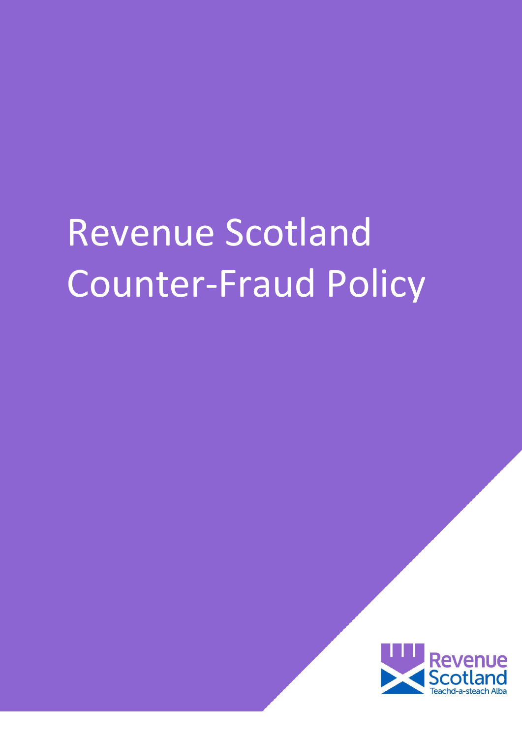# Revenue Scotland Counter-Fraud Policy

Revenue Scotland

Teachd-a-steach Alba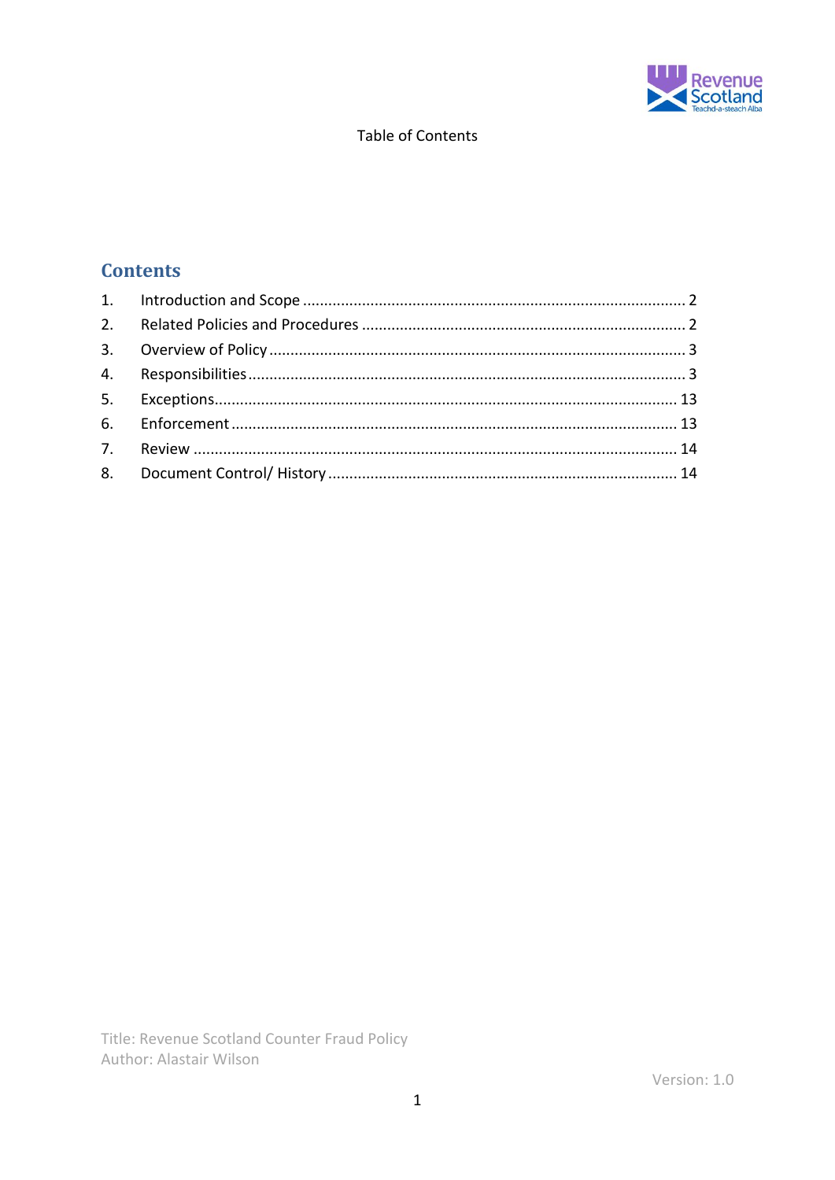Table of Contents

## Contents

1. Introduction and Scope ........................................................................................ 2
2. Related Policies and Procedures ........................................................................... 2
3. Overview of Policy ............................................................................................... 3
4. Responsibilities ..................................................................................................... 3
5. Exceptions ............................................................................................................ 13
6. Enforcement ......................................................................................................... 13
7. Review .................................................................................................................. 14
8. Document Control/ History .................................................................................. 14

Title: Revenue Scotland Counter Fraud Policy
Author: Alastair Wilson

Version: 1.0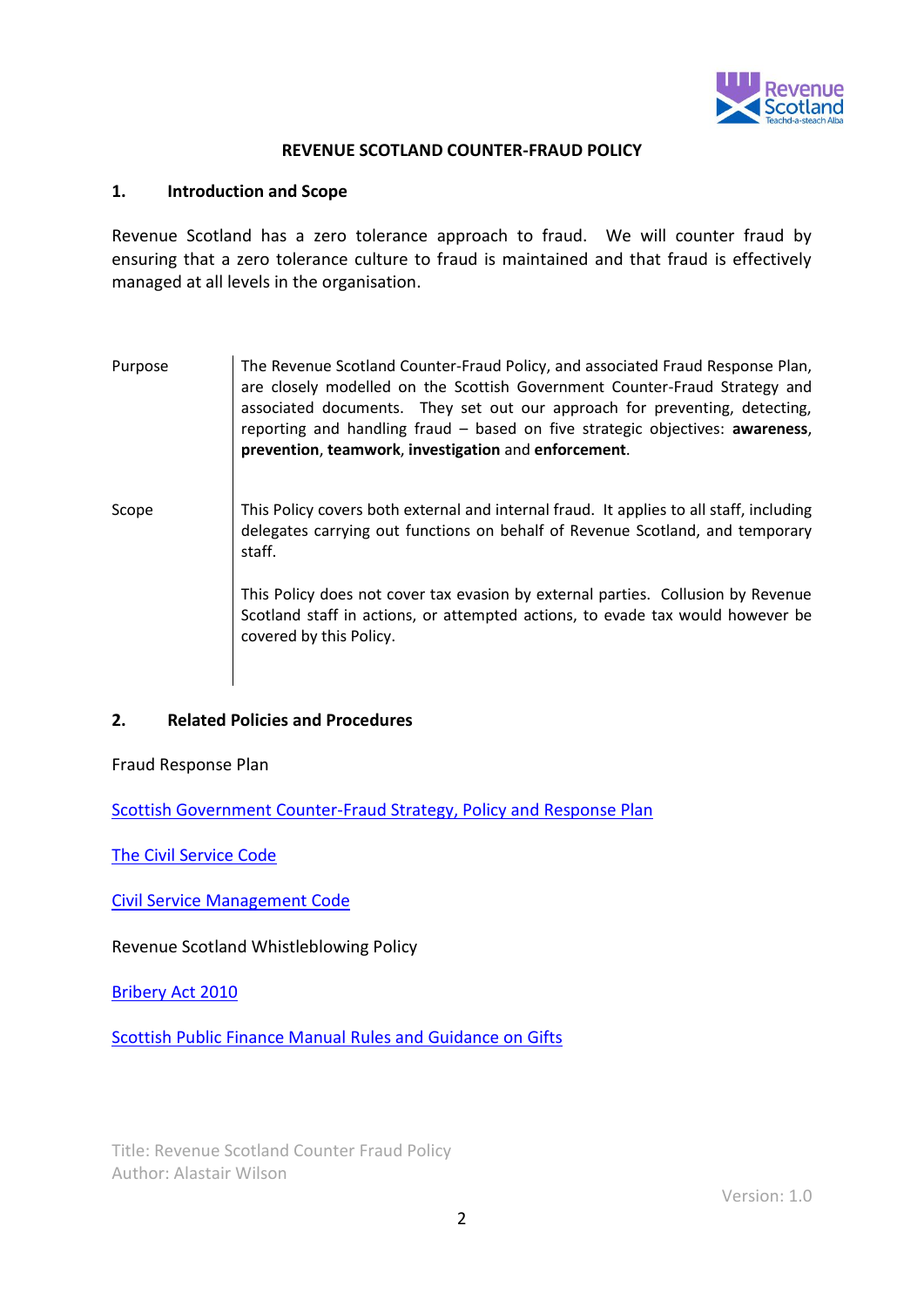# REVENUE SCOTLAND COUNTER-FRAUD POLICY

## 1. Introduction and Scope

Revenue Scotland has a zero tolerance approach to fraud. We will counter fraud by ensuring that a zero tolerance culture to fraud is maintained and that fraud is effectively managed at all levels in the organisation.

| | |
|---|---|
| Purpose | The Revenue Scotland Counter-Fraud Policy, and associated Fraud Response Plan, are closely modelled on the Scottish Government Counter-Fraud Strategy and associated documents. They set out our approach for preventing, detecting, reporting and handling fraud – based on five strategic objectives: **awareness**, **prevention**, **teamwork**, **investigation** and **enforcement**. |
| Scope | This Policy covers both external and internal fraud. It applies to all staff, including delegates carrying out functions on behalf of Revenue Scotland, and temporary staff.<br><br>This Policy does not cover tax evasion by external parties. Collusion by Revenue Scotland staff in actions, or attempted actions, to evade tax would however be covered by this Policy. |

## 2. Related Policies and Procedures

Fraud Response Plan

Scottish Government Counter-Fraud Strategy, Policy and Response Plan

The Civil Service Code

Civil Service Management Code

Revenue Scotland Whistleblowing Policy

Bribery Act 2010

Scottish Public Finance Manual Rules and Guidance on Gifts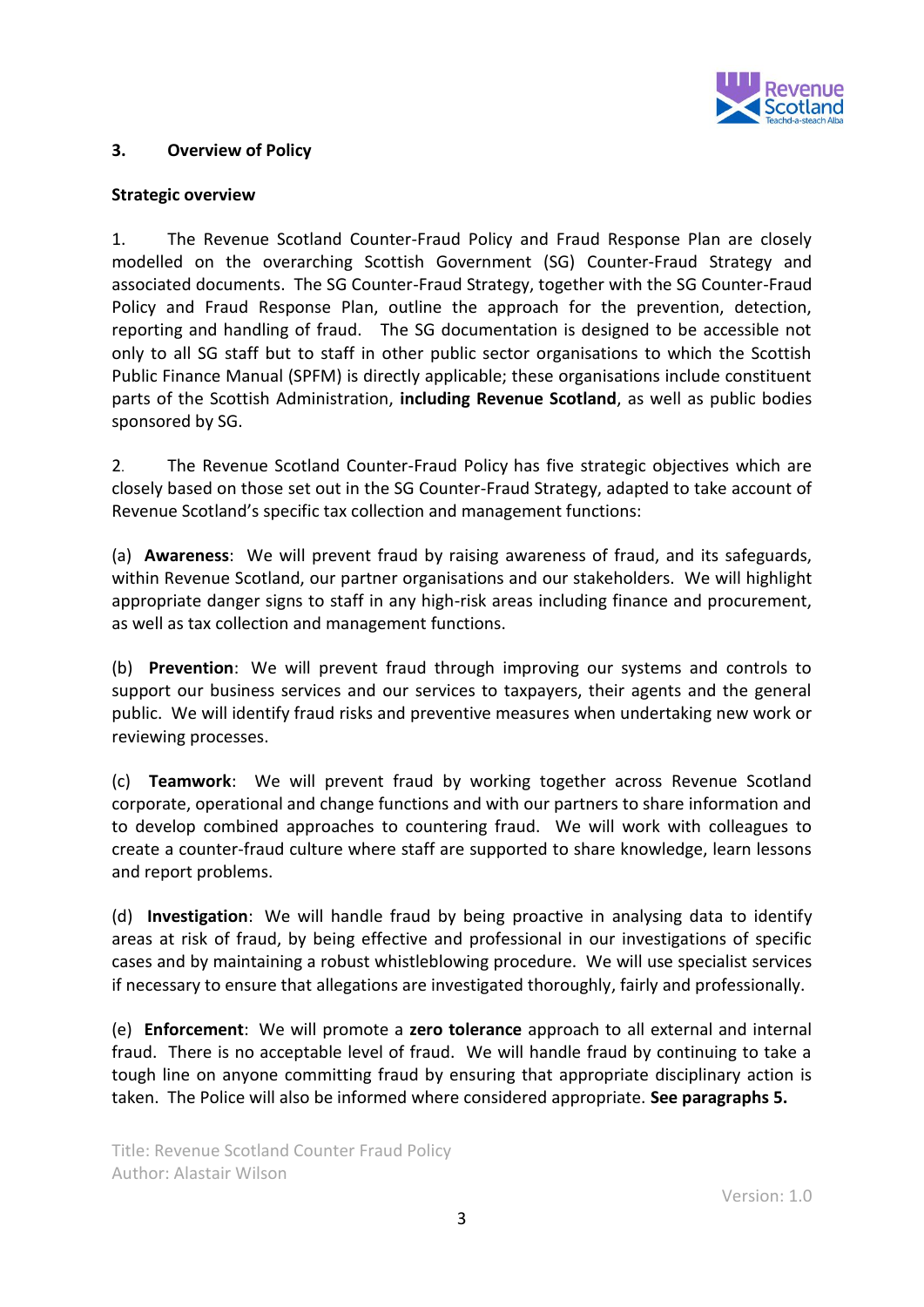## 3. Overview of Policy

### Strategic overview

1. The Revenue Scotland Counter-Fraud Policy and Fraud Response Plan are closely modelled on the overarching Scottish Government (SG) Counter-Fraud Strategy and associated documents. The SG Counter-Fraud Strategy, together with the SG Counter-Fraud Policy and Fraud Response Plan, outline the approach for the prevention, detection, reporting and handling of fraud. The SG documentation is designed to be accessible not only to all SG staff but to staff in other public sector organisations to which the Scottish Public Finance Manual (SPFM) is directly applicable; these organisations include constituent parts of the Scottish Administration, **including Revenue Scotland**, as well as public bodies sponsored by SG.

2. The Revenue Scotland Counter-Fraud Policy has five strategic objectives which are closely based on those set out in the SG Counter-Fraud Strategy, adapted to take account of Revenue Scotland's specific tax collection and management functions:

(a) **Awareness**: We will prevent fraud by raising awareness of fraud, and its safeguards, within Revenue Scotland, our partner organisations and our stakeholders. We will highlight appropriate danger signs to staff in any high-risk areas including finance and procurement, as well as tax collection and management functions.

(b) **Prevention**: We will prevent fraud through improving our systems and controls to support our business services and our services to taxpayers, their agents and the general public. We will identify fraud risks and preventive measures when undertaking new work or reviewing processes.

(c) **Teamwork**: We will prevent fraud by working together across Revenue Scotland corporate, operational and change functions and with our partners to share information and to develop combined approaches to countering fraud. We will work with colleagues to create a counter-fraud culture where staff are supported to share knowledge, learn lessons and report problems.

(d) **Investigation**: We will handle fraud by being proactive in analysing data to identify areas at risk of fraud, by being effective and professional in our investigations of specific cases and by maintaining a robust whistleblowing procedure. We will use specialist services if necessary to ensure that allegations are investigated thoroughly, fairly and professionally.

(e) **Enforcement**: We will promote a **zero tolerance** approach to all external and internal fraud. There is no acceptable level of fraud. We will handle fraud by continuing to take a tough line on anyone committing fraud by ensuring that appropriate disciplinary action is taken. The Police will also be informed where considered appropriate. **See paragraphs 5.**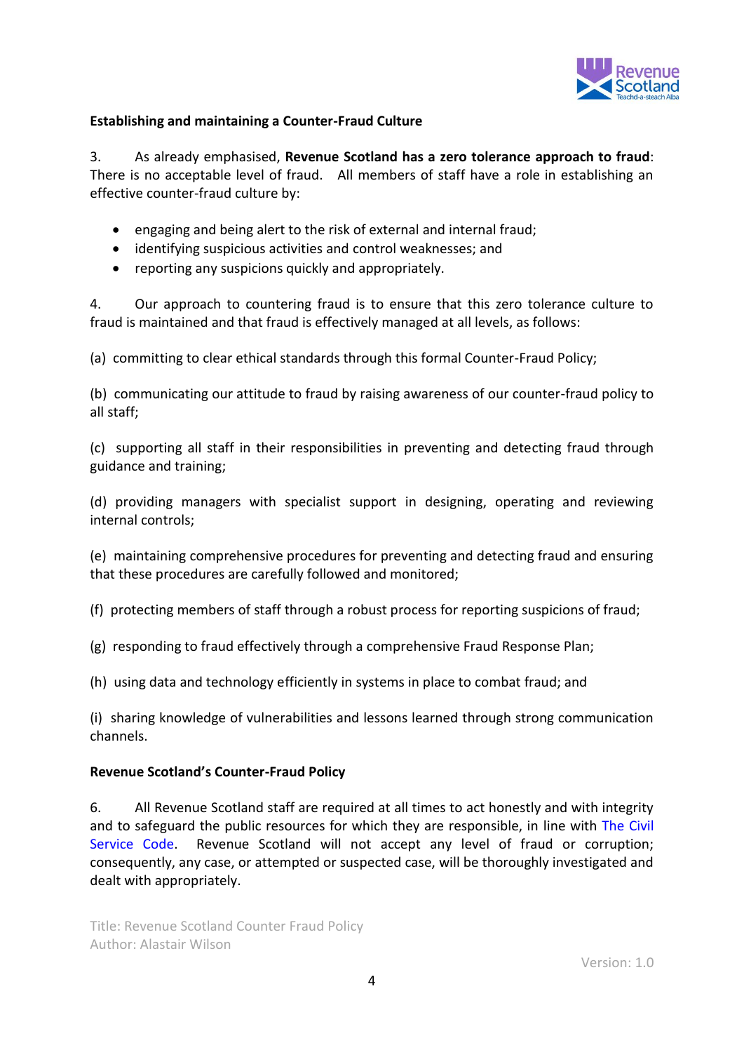**Establishing and maintaining a Counter-Fraud Culture**

3. As already emphasised, **Revenue Scotland has a zero tolerance approach to fraud**: There is no acceptable level of fraud. All members of staff have a role in establishing an effective counter-fraud culture by:

- engaging and being alert to the risk of external and internal fraud;
- identifying suspicious activities and control weaknesses; and
- reporting any suspicions quickly and appropriately.

4. Our approach to countering fraud is to ensure that this zero tolerance culture to fraud is maintained and that fraud is effectively managed at all levels, as follows:

(a) committing to clear ethical standards through this formal Counter-Fraud Policy;

(b) communicating our attitude to fraud by raising awareness of our counter-fraud policy to all staff;

(c) supporting all staff in their responsibilities in preventing and detecting fraud through guidance and training;

(d) providing managers with specialist support in designing, operating and reviewing internal controls;

(e) maintaining comprehensive procedures for preventing and detecting fraud and ensuring that these procedures are carefully followed and monitored;

(f) protecting members of staff through a robust process for reporting suspicions of fraud;

(g) responding to fraud effectively through a comprehensive Fraud Response Plan;

(h) using data and technology efficiently in systems in place to combat fraud; and

(i) sharing knowledge of vulnerabilities and lessons learned through strong communication channels.

**Revenue Scotland's Counter-Fraud Policy**

6. All Revenue Scotland staff are required at all times to act honestly and with integrity and to safeguard the public resources for which they are responsible, in line with The Civil Service Code. Revenue Scotland will not accept any level of fraud or corruption; consequently, any case, or attempted or suspected case, will be thoroughly investigated and dealt with appropriately.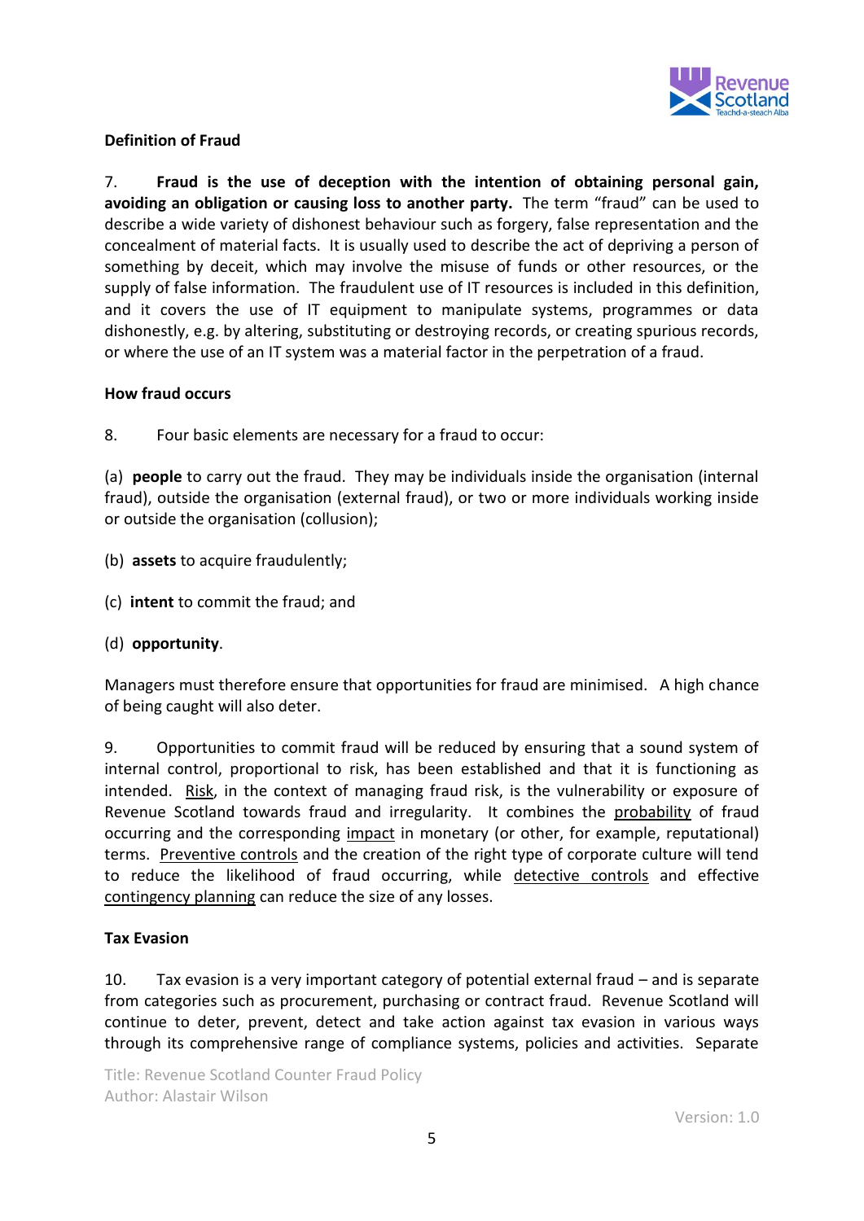**Definition of Fraud**

7. **Fraud is the use of deception with the intention of obtaining personal gain, avoiding an obligation or causing loss to another party.** The term "fraud" can be used to describe a wide variety of dishonest behaviour such as forgery, false representation and the concealment of material facts. It is usually used to describe the act of depriving a person of something by deceit, which may involve the misuse of funds or other resources, or the supply of false information. The fraudulent use of IT resources is included in this definition, and it covers the use of IT equipment to manipulate systems, programmes or data dishonestly, e.g. by altering, substituting or destroying records, or creating spurious records, or where the use of an IT system was a material factor in the perpetration of a fraud.

**How fraud occurs**

8. Four basic elements are necessary for a fraud to occur:

(a) **people** to carry out the fraud. They may be individuals inside the organisation (internal fraud), outside the organisation (external fraud), or two or more individuals working inside or outside the organisation (collusion);

(b) **assets** to acquire fraudulently;

(c) **intent** to commit the fraud; and

(d) **opportunity**.

Managers must therefore ensure that opportunities for fraud are minimised. A high chance of being caught will also deter.

9. Opportunities to commit fraud will be reduced by ensuring that a sound system of internal control, proportional to risk, has been established and that it is functioning as intended. Risk, in the context of managing fraud risk, is the vulnerability or exposure of Revenue Scotland towards fraud and irregularity. It combines the probability of fraud occurring and the corresponding impact in monetary (or other, for example, reputational) terms. Preventive controls and the creation of the right type of corporate culture will tend to reduce the likelihood of fraud occurring, while detective controls and effective contingency planning can reduce the size of any losses.

**Tax Evasion**

10. Tax evasion is a very important category of potential external fraud – and is separate from categories such as procurement, purchasing or contract fraud. Revenue Scotland will continue to deter, prevent, detect and take action against tax evasion in various ways through its comprehensive range of compliance systems, policies and activities. Separate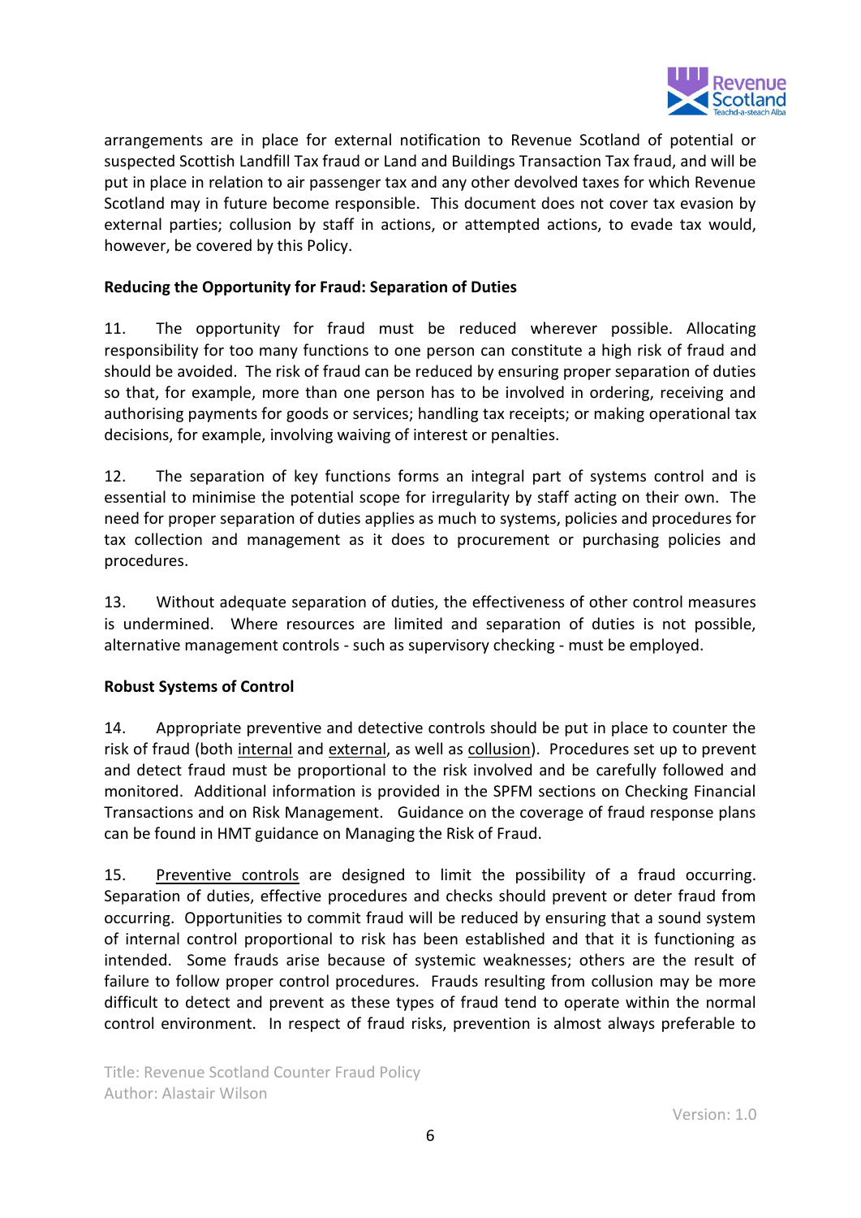arrangements are in place for external notification to Revenue Scotland of potential or suspected Scottish Landfill Tax fraud or Land and Buildings Transaction Tax fraud, and will be put in place in relation to air passenger tax and any other devolved taxes for which Revenue Scotland may in future become responsible. This document does not cover tax evasion by external parties; collusion by staff in actions, or attempted actions, to evade tax would, however, be covered by this Policy.

**Reducing the Opportunity for Fraud: Separation of Duties**

11. The opportunity for fraud must be reduced wherever possible. Allocating responsibility for too many functions to one person can constitute a high risk of fraud and should be avoided. The risk of fraud can be reduced by ensuring proper separation of duties so that, for example, more than one person has to be involved in ordering, receiving and authorising payments for goods or services; handling tax receipts; or making operational tax decisions, for example, involving waiving of interest or penalties.

12. The separation of key functions forms an integral part of systems control and is essential to minimise the potential scope for irregularity by staff acting on their own. The need for proper separation of duties applies as much to systems, policies and procedures for tax collection and management as it does to procurement or purchasing policies and procedures.

13. Without adequate separation of duties, the effectiveness of other control measures is undermined. Where resources are limited and separation of duties is not possible, alternative management controls - such as supervisory checking - must be employed.

**Robust Systems of Control**

14. Appropriate preventive and detective controls should be put in place to counter the risk of fraud (both internal and external, as well as collusion). Procedures set up to prevent and detect fraud must be proportional to the risk involved and be carefully followed and monitored. Additional information is provided in the SPFM sections on Checking Financial Transactions and on Risk Management. Guidance on the coverage of fraud response plans can be found in HMT guidance on Managing the Risk of Fraud.

15. Preventive controls are designed to limit the possibility of a fraud occurring. Separation of duties, effective procedures and checks should prevent or deter fraud from occurring. Opportunities to commit fraud will be reduced by ensuring that a sound system of internal control proportional to risk has been established and that it is functioning as intended. Some frauds arise because of systemic weaknesses; others are the result of failure to follow proper control procedures. Frauds resulting from collusion may be more difficult to detect and prevent as these types of fraud tend to operate within the normal control environment. In respect of fraud risks, prevention is almost always preferable to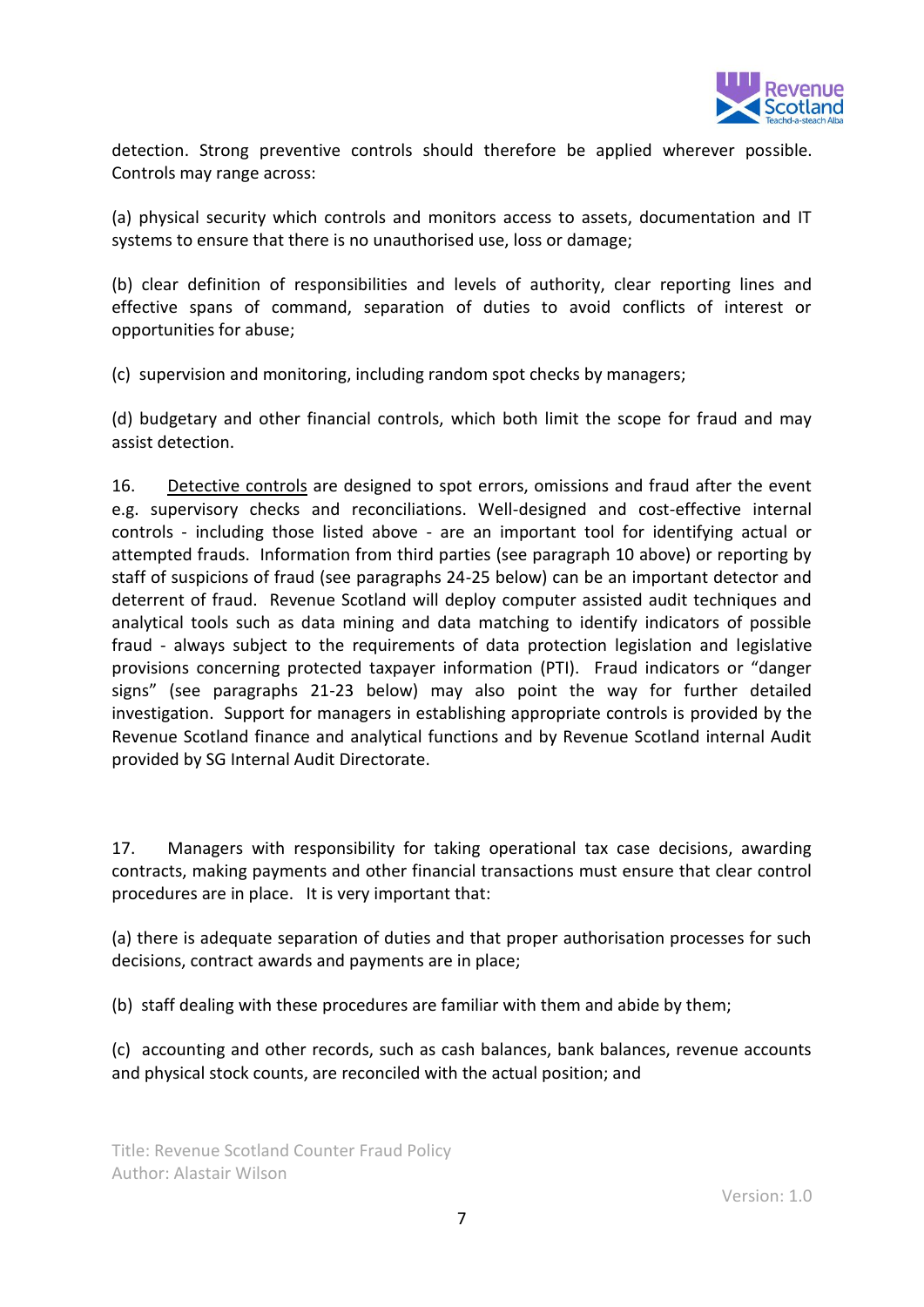detection. Strong preventive controls should therefore be applied wherever possible. Controls may range across:

(a) physical security which controls and monitors access to assets, documentation and IT systems to ensure that there is no unauthorised use, loss or damage;

(b) clear definition of responsibilities and levels of authority, clear reporting lines and effective spans of command, separation of duties to avoid conflicts of interest or opportunities for abuse;

(c) supervision and monitoring, including random spot checks by managers;

(d) budgetary and other financial controls, which both limit the scope for fraud and may assist detection.

16. Detective controls are designed to spot errors, omissions and fraud after the event e.g. supervisory checks and reconciliations. Well-designed and cost-effective internal controls - including those listed above - are an important tool for identifying actual or attempted frauds. Information from third parties (see paragraph 10 above) or reporting by staff of suspicions of fraud (see paragraphs 24-25 below) can be an important detector and deterrent of fraud. Revenue Scotland will deploy computer assisted audit techniques and analytical tools such as data mining and data matching to identify indicators of possible fraud - always subject to the requirements of data protection legislation and legislative provisions concerning protected taxpayer information (PTI). Fraud indicators or "danger signs" (see paragraphs 21-23 below) may also point the way for further detailed investigation. Support for managers in establishing appropriate controls is provided by the Revenue Scotland finance and analytical functions and by Revenue Scotland internal Audit provided by SG Internal Audit Directorate.

17. Managers with responsibility for taking operational tax case decisions, awarding contracts, making payments and other financial transactions must ensure that clear control procedures are in place. It is very important that:

(a) there is adequate separation of duties and that proper authorisation processes for such decisions, contract awards and payments are in place;

(b) staff dealing with these procedures are familiar with them and abide by them;

(c) accounting and other records, such as cash balances, bank balances, revenue accounts and physical stock counts, are reconciled with the actual position; and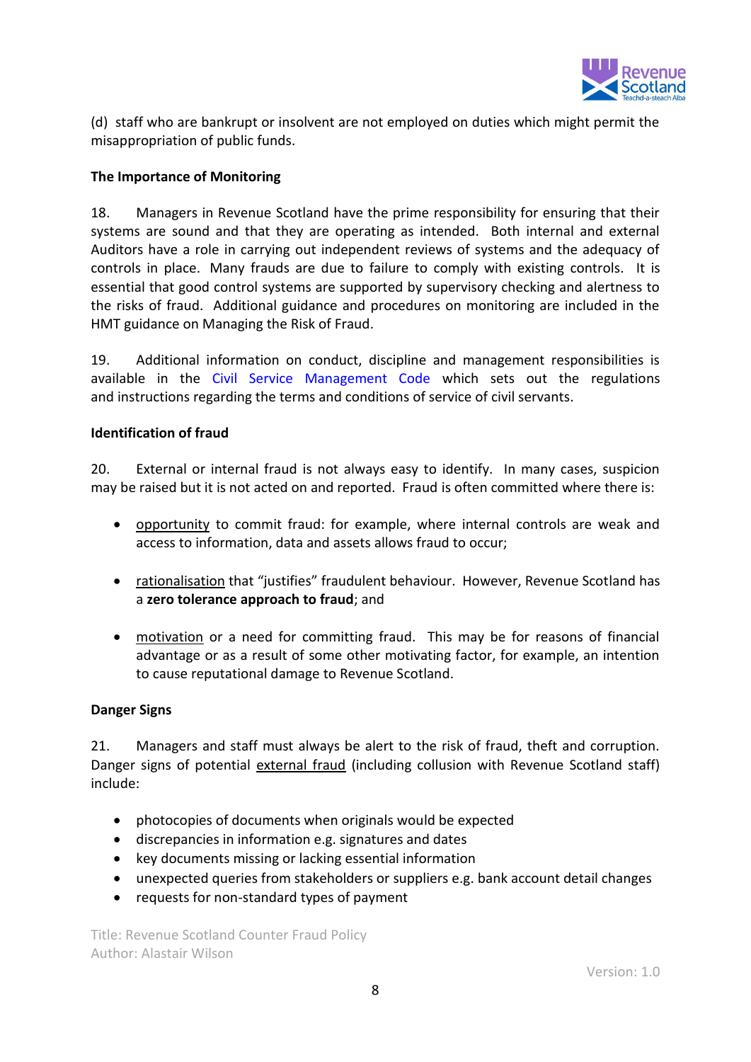(d) staff who are bankrupt or insolvent are not employed on duties which might permit the misappropriation of public funds.

**The Importance of Monitoring**

18. Managers in Revenue Scotland have the prime responsibility for ensuring that their systems are sound and that they are operating as intended. Both internal and external Auditors have a role in carrying out independent reviews of systems and the adequacy of controls in place. Many frauds are due to failure to comply with existing controls. It is essential that good control systems are supported by supervisory checking and alertness to the risks of fraud. Additional guidance and procedures on monitoring are included in the HMT guidance on Managing the Risk of Fraud.

19. Additional information on conduct, discipline and management responsibilities is available in the Civil Service Management Code which sets out the regulations and instructions regarding the terms and conditions of service of civil servants.

**Identification of fraud**

20. External or internal fraud is not always easy to identify. In many cases, suspicion may be raised but it is not acted on and reported. Fraud is often committed where there is:

- opportunity to commit fraud: for example, where internal controls are weak and access to information, data and assets allows fraud to occur;
- rationalisation that "justifies" fraudulent behaviour. However, Revenue Scotland has a **zero tolerance approach to fraud**; and
- motivation or a need for committing fraud. This may be for reasons of financial advantage or as a result of some other motivating factor, for example, an intention to cause reputational damage to Revenue Scotland.

**Danger Signs**

21. Managers and staff must always be alert to the risk of fraud, theft and corruption. Danger signs of potential external fraud (including collusion with Revenue Scotland staff) include:

- photocopies of documents when originals would be expected
- discrepancies in information e.g. signatures and dates
- key documents missing or lacking essential information
- unexpected queries from stakeholders or suppliers e.g. bank account detail changes
- requests for non-standard types of payment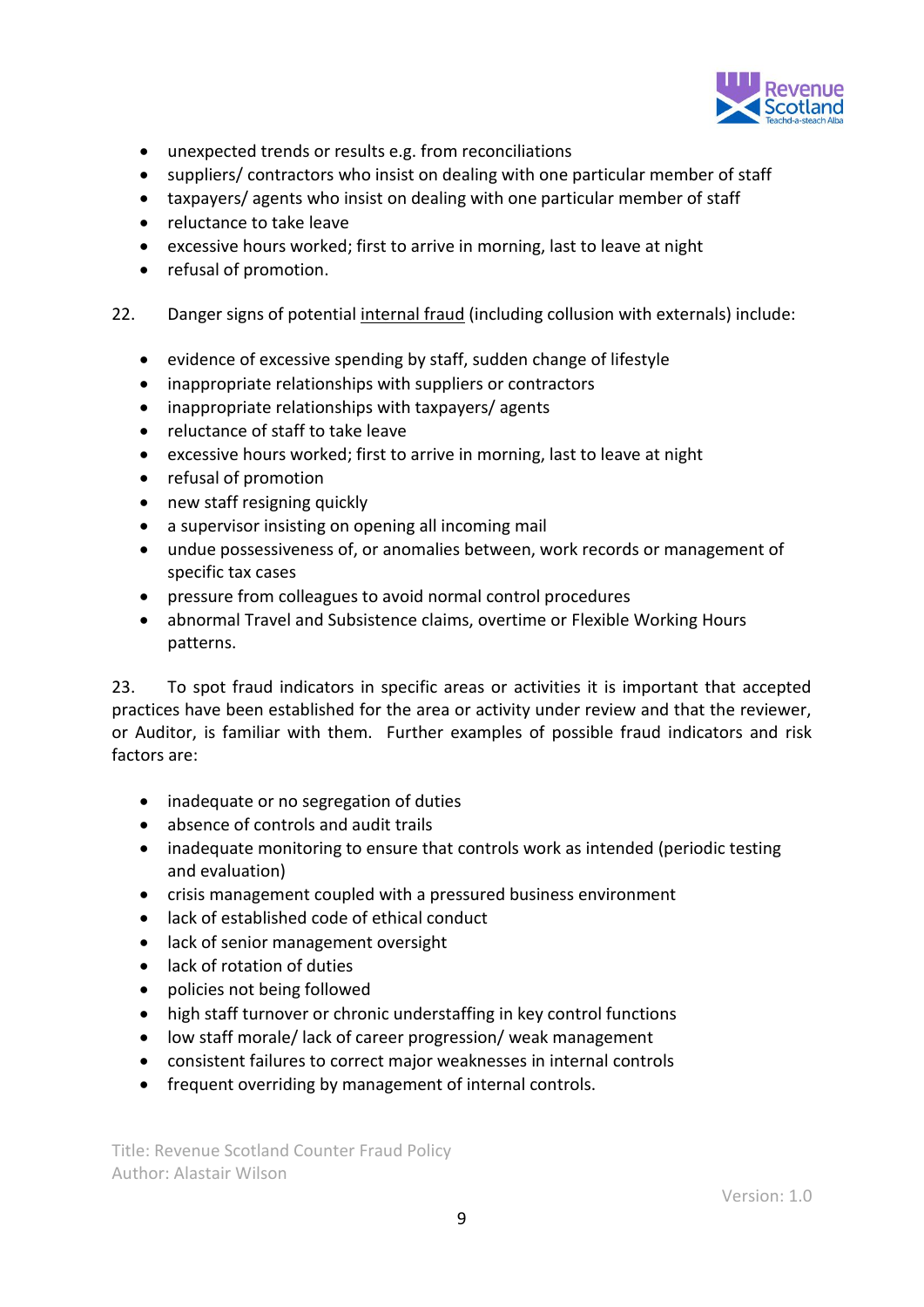- unexpected trends or results e.g. from reconciliations
- suppliers/ contractors who insist on dealing with one particular member of staff
- taxpayers/ agents who insist on dealing with one particular member of staff
- reluctance to take leave
- excessive hours worked; first to arrive in morning, last to leave at night
- refusal of promotion.

22. Danger signs of potential <u>internal fraud</u> (including collusion with externals) include:

- evidence of excessive spending by staff, sudden change of lifestyle
- inappropriate relationships with suppliers or contractors
- inappropriate relationships with taxpayers/ agents
- reluctance of staff to take leave
- excessive hours worked; first to arrive in morning, last to leave at night
- refusal of promotion
- new staff resigning quickly
- a supervisor insisting on opening all incoming mail
- undue possessiveness of, or anomalies between, work records or management of specific tax cases
- pressure from colleagues to avoid normal control procedures
- abnormal Travel and Subsistence claims, overtime or Flexible Working Hours patterns.

23. To spot fraud indicators in specific areas or activities it is important that accepted practices have been established for the area or activity under review and that the reviewer, or Auditor, is familiar with them. Further examples of possible fraud indicators and risk factors are:

- inadequate or no segregation of duties
- absence of controls and audit trails
- inadequate monitoring to ensure that controls work as intended (periodic testing and evaluation)
- crisis management coupled with a pressured business environment
- lack of established code of ethical conduct
- lack of senior management oversight
- lack of rotation of duties
- policies not being followed
- high staff turnover or chronic understaffing in key control functions
- low staff morale/ lack of career progression/ weak management
- consistent failures to correct major weaknesses in internal controls
- frequent overriding by management of internal controls.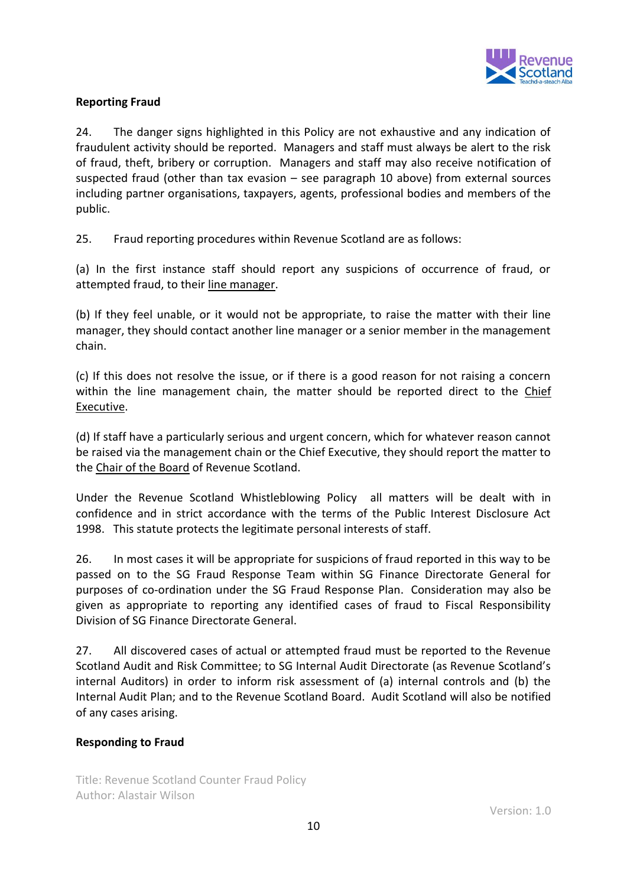**Reporting Fraud**

24. The danger signs highlighted in this Policy are not exhaustive and any indication of fraudulent activity should be reported. Managers and staff must always be alert to the risk of fraud, theft, bribery or corruption. Managers and staff may also receive notification of suspected fraud (other than tax evasion – see paragraph 10 above) from external sources including partner organisations, taxpayers, agents, professional bodies and members of the public.

25. Fraud reporting procedures within Revenue Scotland are as follows:

(a) In the first instance staff should report any suspicions of occurrence of fraud, or attempted fraud, to their line manager.

(b) If they feel unable, or it would not be appropriate, to raise the matter with their line manager, they should contact another line manager or a senior member in the management chain.

(c) If this does not resolve the issue, or if there is a good reason for not raising a concern within the line management chain, the matter should be reported direct to the Chief Executive.

(d) If staff have a particularly serious and urgent concern, which for whatever reason cannot be raised via the management chain or the Chief Executive, they should report the matter to the Chair of the Board of Revenue Scotland.

Under the Revenue Scotland Whistleblowing Policy all matters will be dealt with in confidence and in strict accordance with the terms of the Public Interest Disclosure Act 1998. This statute protects the legitimate personal interests of staff.

26. In most cases it will be appropriate for suspicions of fraud reported in this way to be passed on to the SG Fraud Response Team within SG Finance Directorate General for purposes of co-ordination under the SG Fraud Response Plan. Consideration may also be given as appropriate to reporting any identified cases of fraud to Fiscal Responsibility Division of SG Finance Directorate General.

27. All discovered cases of actual or attempted fraud must be reported to the Revenue Scotland Audit and Risk Committee; to SG Internal Audit Directorate (as Revenue Scotland's internal Auditors) in order to inform risk assessment of (a) internal controls and (b) the Internal Audit Plan; and to the Revenue Scotland Board. Audit Scotland will also be notified of any cases arising.

**Responding to Fraud**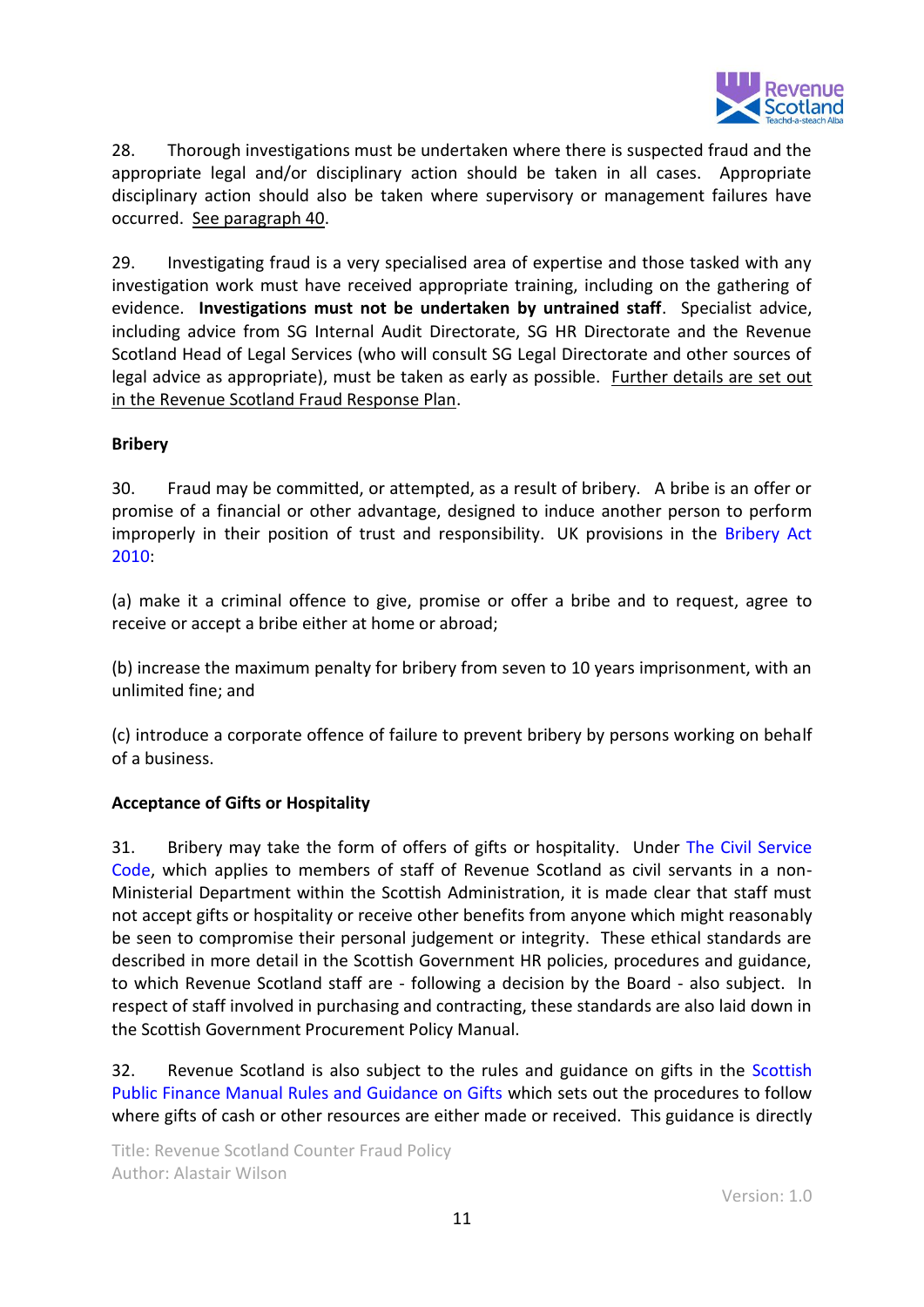28. Thorough investigations must be undertaken where there is suspected fraud and the appropriate legal and/or disciplinary action should be taken in all cases. Appropriate disciplinary action should also be taken where supervisory or management failures have occurred. See paragraph 40.

29. Investigating fraud is a very specialised area of expertise and those tasked with any investigation work must have received appropriate training, including on the gathering of evidence. **Investigations must not be undertaken by untrained staff**. Specialist advice, including advice from SG Internal Audit Directorate, SG HR Directorate and the Revenue Scotland Head of Legal Services (who will consult SG Legal Directorate and other sources of legal advice as appropriate), must be taken as early as possible. Further details are set out in the Revenue Scotland Fraud Response Plan.

**Bribery**

30. Fraud may be committed, or attempted, as a result of bribery. A bribe is an offer or promise of a financial or other advantage, designed to induce another person to perform improperly in their position of trust and responsibility. UK provisions in the Bribery Act 2010:

(a) make it a criminal offence to give, promise or offer a bribe and to request, agree to receive or accept a bribe either at home or abroad;

(b) increase the maximum penalty for bribery from seven to 10 years imprisonment, with an unlimited fine; and

(c) introduce a corporate offence of failure to prevent bribery by persons working on behalf of a business.

**Acceptance of Gifts or Hospitality**

31. Bribery may take the form of offers of gifts or hospitality. Under The Civil Service Code, which applies to members of staff of Revenue Scotland as civil servants in a non-Ministerial Department within the Scottish Administration, it is made clear that staff must not accept gifts or hospitality or receive other benefits from anyone which might reasonably be seen to compromise their personal judgement or integrity. These ethical standards are described in more detail in the Scottish Government HR policies, procedures and guidance, to which Revenue Scotland staff are - following a decision by the Board - also subject. In respect of staff involved in purchasing and contracting, these standards are also laid down in the Scottish Government Procurement Policy Manual.

32. Revenue Scotland is also subject to the rules and guidance on gifts in the Scottish Public Finance Manual Rules and Guidance on Gifts which sets out the procedures to follow where gifts of cash or other resources are either made or received. This guidance is directly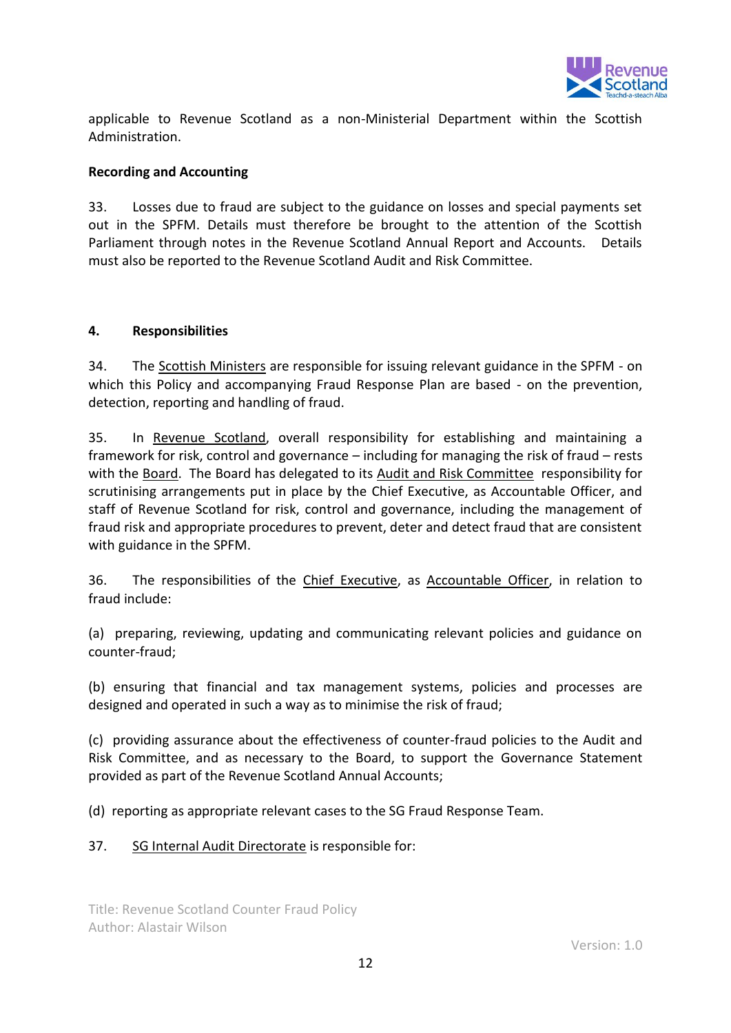applicable to Revenue Scotland as a non-Ministerial Department within the Scottish Administration.

**Recording and Accounting**

33. Losses due to fraud are subject to the guidance on losses and special payments set out in the SPFM. Details must therefore be brought to the attention of the Scottish Parliament through notes in the Revenue Scotland Annual Report and Accounts. Details must also be reported to the Revenue Scotland Audit and Risk Committee.

## 4. Responsibilities

34. The Scottish Ministers are responsible for issuing relevant guidance in the SPFM - on which this Policy and accompanying Fraud Response Plan are based - on the prevention, detection, reporting and handling of fraud.

35. In Revenue Scotland, overall responsibility for establishing and maintaining a framework for risk, control and governance – including for managing the risk of fraud – rests with the Board. The Board has delegated to its Audit and Risk Committee responsibility for scrutinising arrangements put in place by the Chief Executive, as Accountable Officer, and staff of Revenue Scotland for risk, control and governance, including the management of fraud risk and appropriate procedures to prevent, deter and detect fraud that are consistent with guidance in the SPFM.

36. The responsibilities of the Chief Executive, as Accountable Officer, in relation to fraud include:

(a) preparing, reviewing, updating and communicating relevant policies and guidance on counter-fraud;

(b) ensuring that financial and tax management systems, policies and processes are designed and operated in such a way as to minimise the risk of fraud;

(c) providing assurance about the effectiveness of counter-fraud policies to the Audit and Risk Committee, and as necessary to the Board, to support the Governance Statement provided as part of the Revenue Scotland Annual Accounts;

(d) reporting as appropriate relevant cases to the SG Fraud Response Team.

37. SG Internal Audit Directorate is responsible for: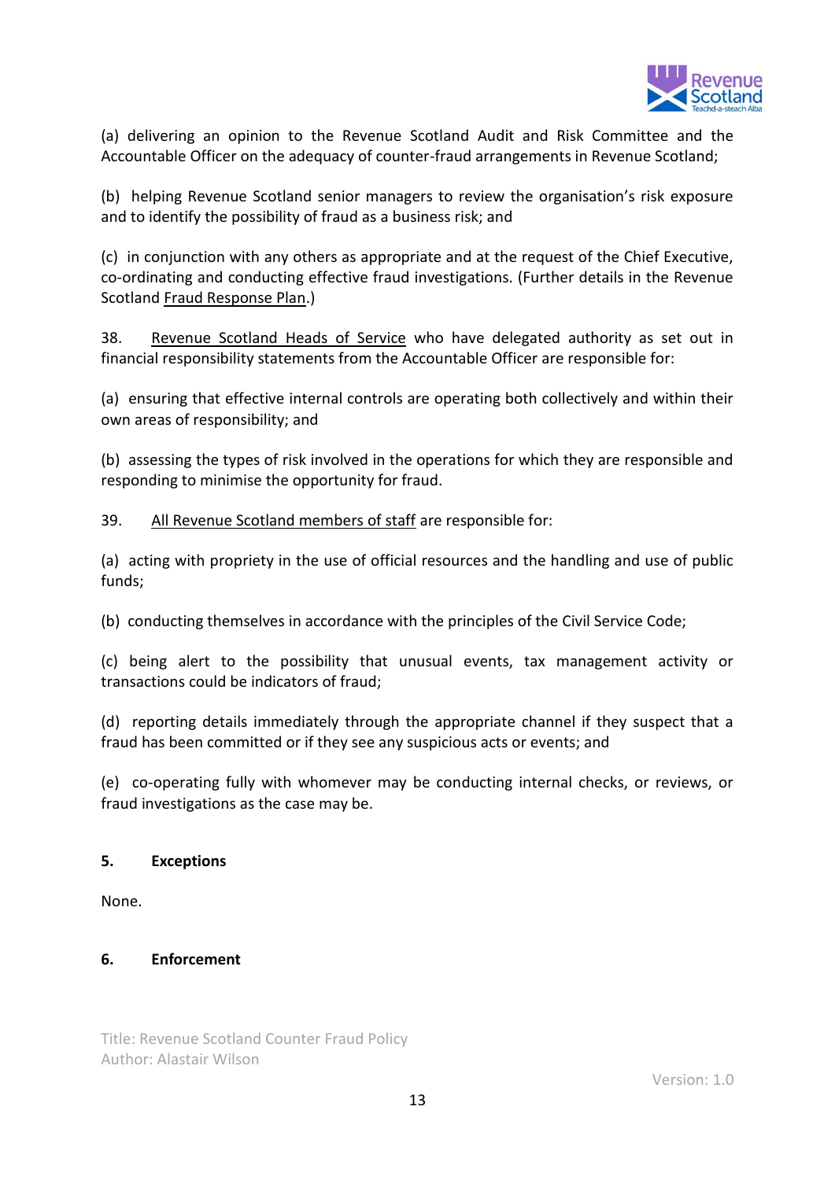(a) delivering an opinion to the Revenue Scotland Audit and Risk Committee and the Accountable Officer on the adequacy of counter-fraud arrangements in Revenue Scotland;

(b) helping Revenue Scotland senior managers to review the organisation's risk exposure and to identify the possibility of fraud as a business risk; and

(c) in conjunction with any others as appropriate and at the request of the Chief Executive, co-ordinating and conducting effective fraud investigations. (Further details in the Revenue Scotland Fraud Response Plan.)

38. Revenue Scotland Heads of Service who have delegated authority as set out in financial responsibility statements from the Accountable Officer are responsible for:

(a) ensuring that effective internal controls are operating both collectively and within their own areas of responsibility; and

(b) assessing the types of risk involved in the operations for which they are responsible and responding to minimise the opportunity for fraud.

39. All Revenue Scotland members of staff are responsible for:

(a) acting with propriety in the use of official resources and the handling and use of public funds;

(b) conducting themselves in accordance with the principles of the Civil Service Code;

(c) being alert to the possibility that unusual events, tax management activity or transactions could be indicators of fraud;

(d) reporting details immediately through the appropriate channel if they suspect that a fraud has been committed or if they see any suspicious acts or events; and

(e) co-operating fully with whomever may be conducting internal checks, or reviews, or fraud investigations as the case may be.

## 5. Exceptions

None.

## 6. Enforcement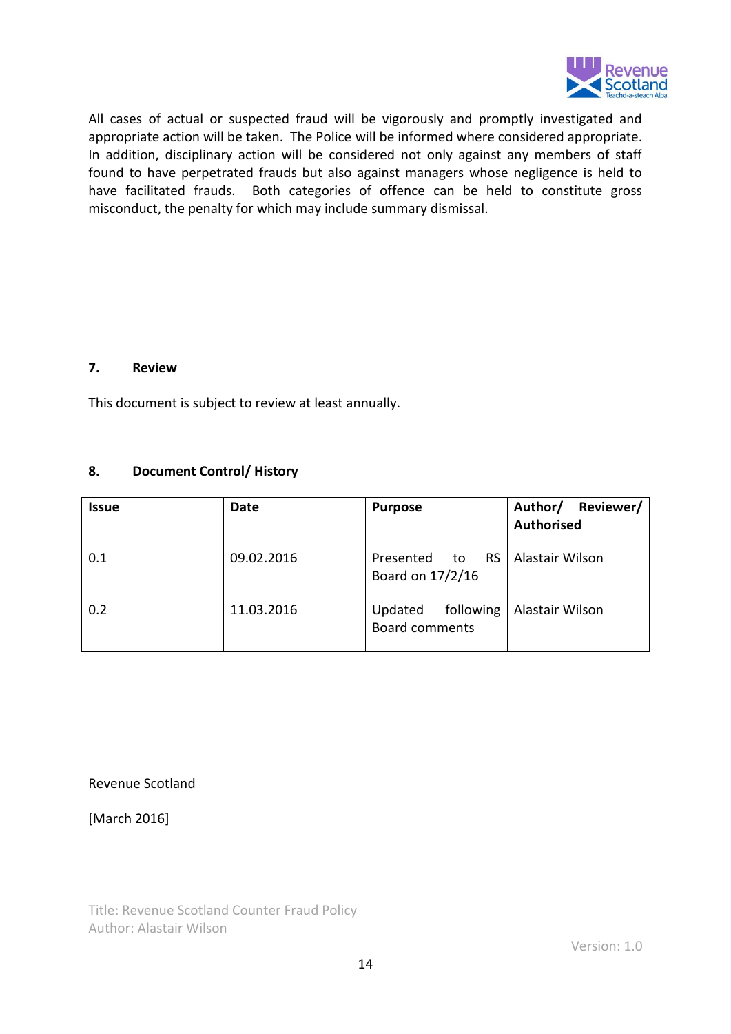All cases of actual or suspected fraud will be vigorously and promptly investigated and appropriate action will be taken. The Police will be informed where considered appropriate. In addition, disciplinary action will be considered not only against any members of staff found to have perpetrated frauds but also against managers whose negligence is held to have facilitated frauds. Both categories of offence can be held to constitute gross misconduct, the penalty for which may include summary dismissal.

## 7. Review

This document is subject to review at least annually.

## 8. Document Control/ History

| Issue | Date | Purpose | Author/ Reviewer/ Authorised |
|---|---|---|---|
| 0.1 | 09.02.2016 | Presented to RS Board on 17/2/16 | Alastair Wilson |
| 0.2 | 11.03.2016 | Updated following Board comments | Alastair Wilson |

Revenue Scotland

[March 2016]